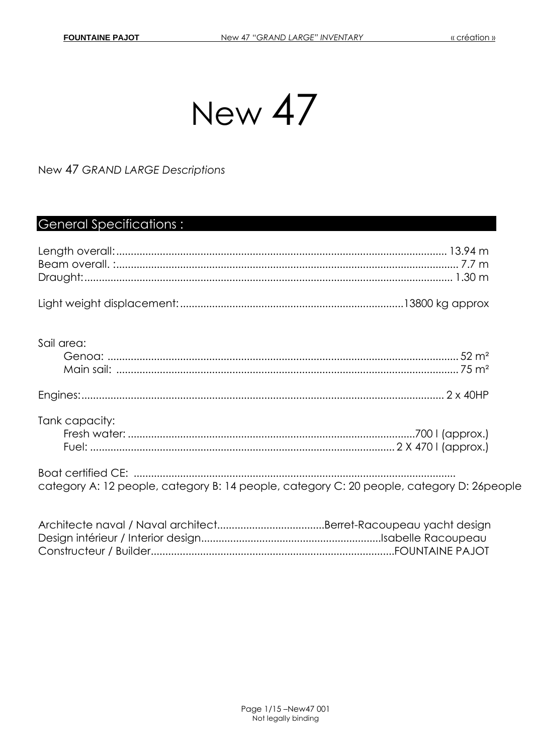# New 47

New 47 *GRAND LARGE Descriptions*

## General Specifications :

Length overall:.................................................................................................................. 13.94 m
Beam overall. :..................................................................................................................... 7.7 m
Draught:.............................................................................................................................. 1.30 m

Light weight displacement:...........................................................................13800 kg approx

Sail area:
Genoa: ......................................................................................................................... 52 m²
Main sail: ..................................................................................................................... 75 m²

Engines:............................................................................................................................ 2 x 40HP

Tank capacity:
Fresh water: ..................................................................................................700 l (approx.)
Fuel: .......................................................................................................... 2 X 470 l (approx.)

Boat certified CE: ..............................................................................................................
category A: 12 people, category B: 14 people, category C: 20 people, category D: 26people

Architecte naval / Naval architect....................................Berret-Racoupeau yacht design
Design intérieur / Interior design.............................................................Isabelle Racoupeau
Constructeur / Builder..................................................................................FOUNTAINE PAJOT

Not legally binding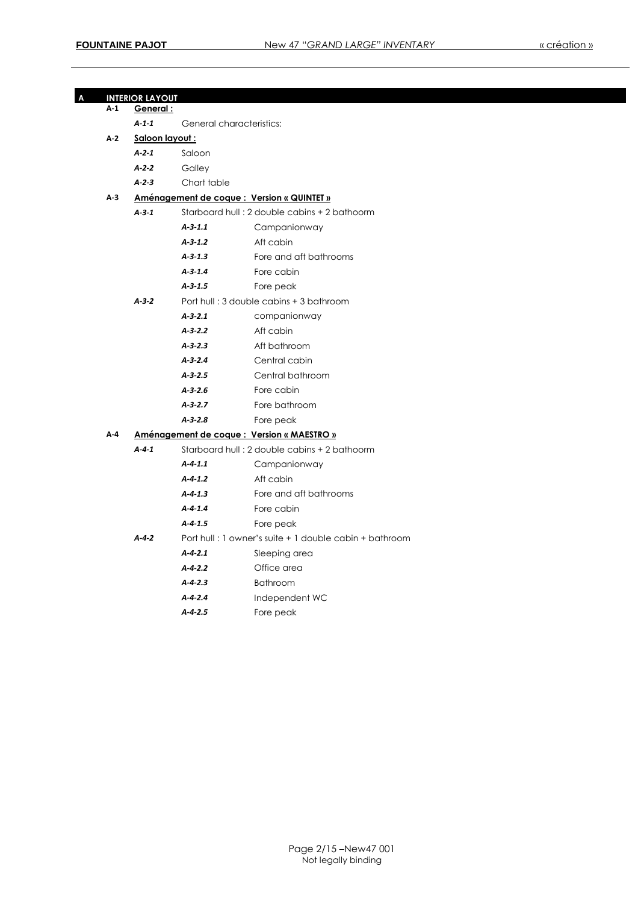# A INTERIOR LAYOUT

**A-1 General :**

- ***A-1-1*** General characteristics:

**A-2 Saloon layout :**

- ***A-2-1*** Saloon
- ***A-2-2*** Galley
- ***A-2-3*** Chart table

**A-3 Aménagement de coque : Version « QUINTET »**

- ***A-3-1*** Starboard hull : 2 double cabins + 2 bathoorm
  - ***A-3-1.1*** Campanionway
  - ***A-3-1.2*** Aft cabin
  - ***A-3-1.3*** Fore and aft bathrooms
  - ***A-3-1.4*** Fore cabin
  - ***A-3-1.5*** Fore peak
- ***A-3-2*** Port hull : 3 double cabins + 3 bathroom
  - ***A-3-2.1*** companionway
  - ***A-3-2.2*** Aft cabin
  - ***A-3-2.3*** Aft bathroom
  - ***A-3-2.4*** Central cabin
  - ***A-3-2.5*** Central bathroom
  - ***A-3-2.6*** Fore cabin
  - ***A-3-2.7*** Fore bathroom
  - ***A-3-2.8*** Fore peak

**A-4 Aménagement de coque : Version « MAESTRO »**

- ***A-4-1*** Starboard hull : 2 double cabins + 2 bathoorm
  - ***A-4-1.1*** Campanionway
  - ***A-4-1.2*** Aft cabin
  - ***A-4-1.3*** Fore and aft bathrooms
  - ***A-4-1.4*** Fore cabin
  - ***A-4-1.5*** Fore peak
- ***A-4-2*** Port hull : 1 owner's suite + 1 double cabin + bathroom
  - ***A-4-2.1*** Sleeping area
  - ***A-4-2.2*** Office area
  - ***A-4-2.3*** Bathroom
  - ***A-4-2.4*** Independent WC
  - ***A-4-2.5*** Fore peak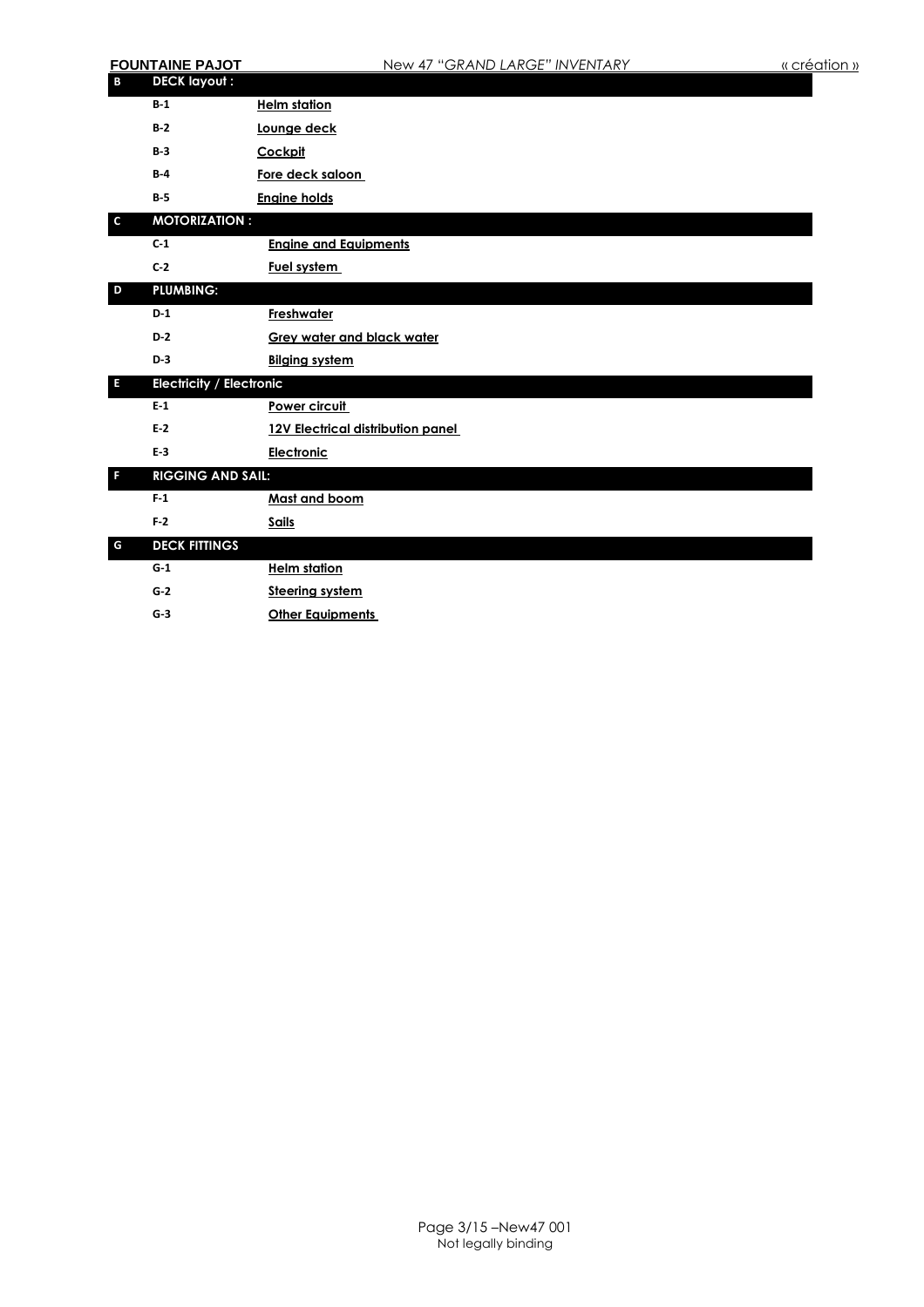| | | |
|---|---|---|
| **B** | **DECK layout :** | |
| | **B-1** | **Helm station** |
| | **B-2** | **Lounge deck** |
| | **B-3** | **Cockpit** |
| | **B-4** | **Fore deck saloon** |
| | **B-5** | **Engine holds** |
| **C** | **MOTORIZATION :** | |
| | **C-1** | **Engine and Equipments** |
| | **C-2** | **Fuel system** |
| **D** | **PLUMBING:** | |
| | **D-1** | **Freshwater** |
| | **D-2** | **Grey water and black water** |
| | **D-3** | **Bilging system** |
| **E** | **Electricity / Electronic** | |
| | **E-1** | **Power circuit** |
| | **E-2** | **12V Electrical distribution panel** |
| | **E-3** | **Electronic** |
| **F** | **RIGGING AND SAIL:** | |
| | **F-1** | **Mast and boom** |
| | **F-2** | **Sails** |
| **G** | **DECK FITTINGS** | |
| | **G-1** | **Helm station** |
| | **G-2** | **Steering system** |
| | **G-3** | **Other Equipments** |

Not legally binding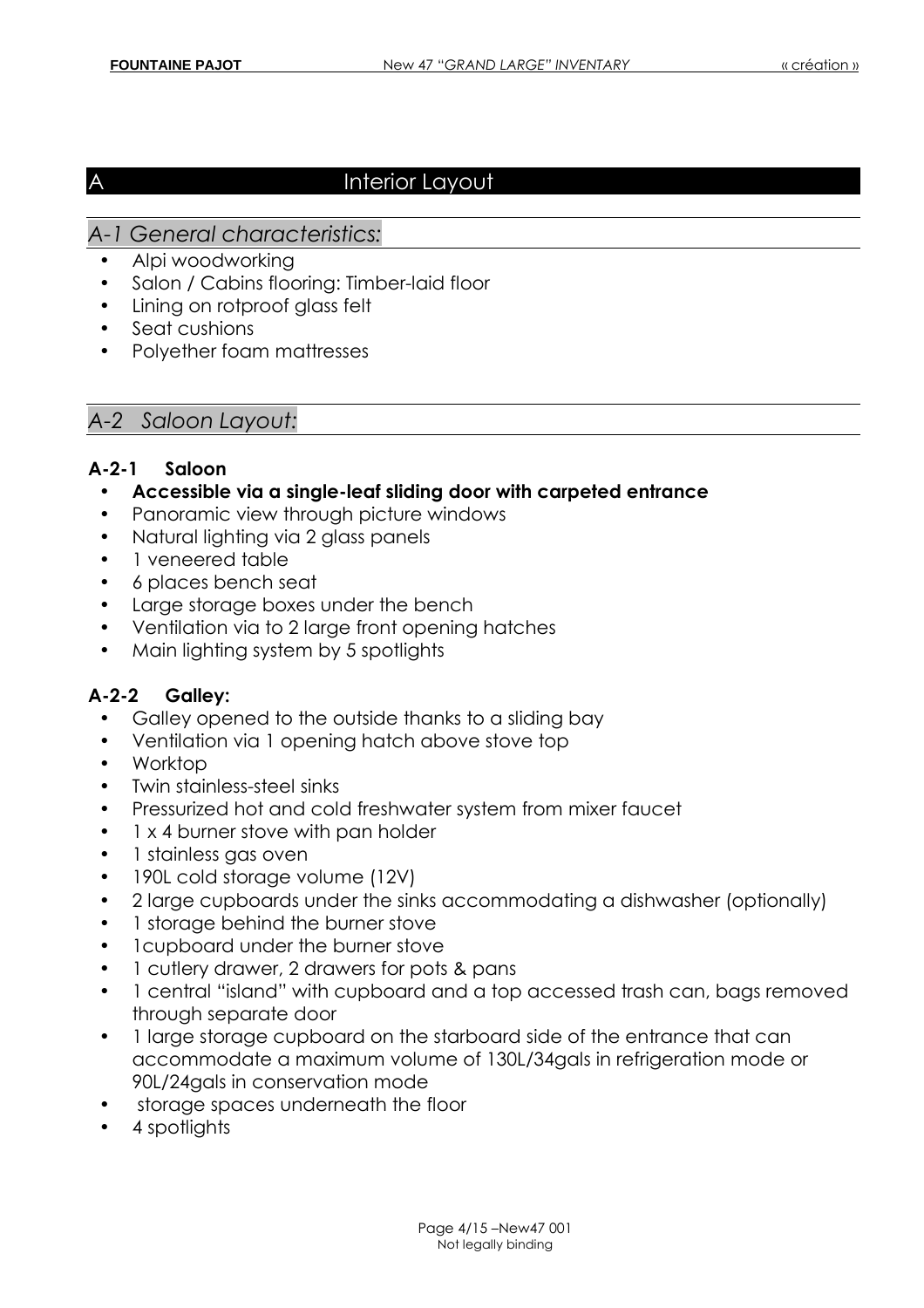# A Interior Layout

## *A-1 General characteristics:*

- Alpi woodworking
- Salon / Cabins flooring: Timber-laid floor
- Lining on rotproof glass felt
- Seat cushions
- Polyether foam mattresses

## *A-2 Saloon Layout:*

### A-2-1 Saloon

- **Accessible via a single-leaf sliding door with carpeted entrance**
- Panoramic view through picture windows
- Natural lighting via 2 glass panels
- 1 veneered table
- 6 places bench seat
- Large storage boxes under the bench
- Ventilation via to 2 large front opening hatches
- Main lighting system by 5 spotlights

### A-2-2 Galley:

- Galley opened to the outside thanks to a sliding bay
- Ventilation via 1 opening hatch above stove top
- Worktop
- Twin stainless-steel sinks
- Pressurized hot and cold freshwater system from mixer faucet
- 1 x 4 burner stove with pan holder
- 1 stainless gas oven
- 190L cold storage volume (12V)
- 2 large cupboards under the sinks accommodating a dishwasher (optionally)
- 1 storage behind the burner stove
- 1cupboard under the burner stove
- 1 cutlery drawer, 2 drawers for pots & pans
- 1 central "island" with cupboard and a top accessed trash can, bags removed through separate door
- 1 large storage cupboard on the starboard side of the entrance that can accommodate a maximum volume of 130L/34gals in refrigeration mode or 90L/24gals in conservation mode
- storage spaces underneath the floor
- 4 spotlights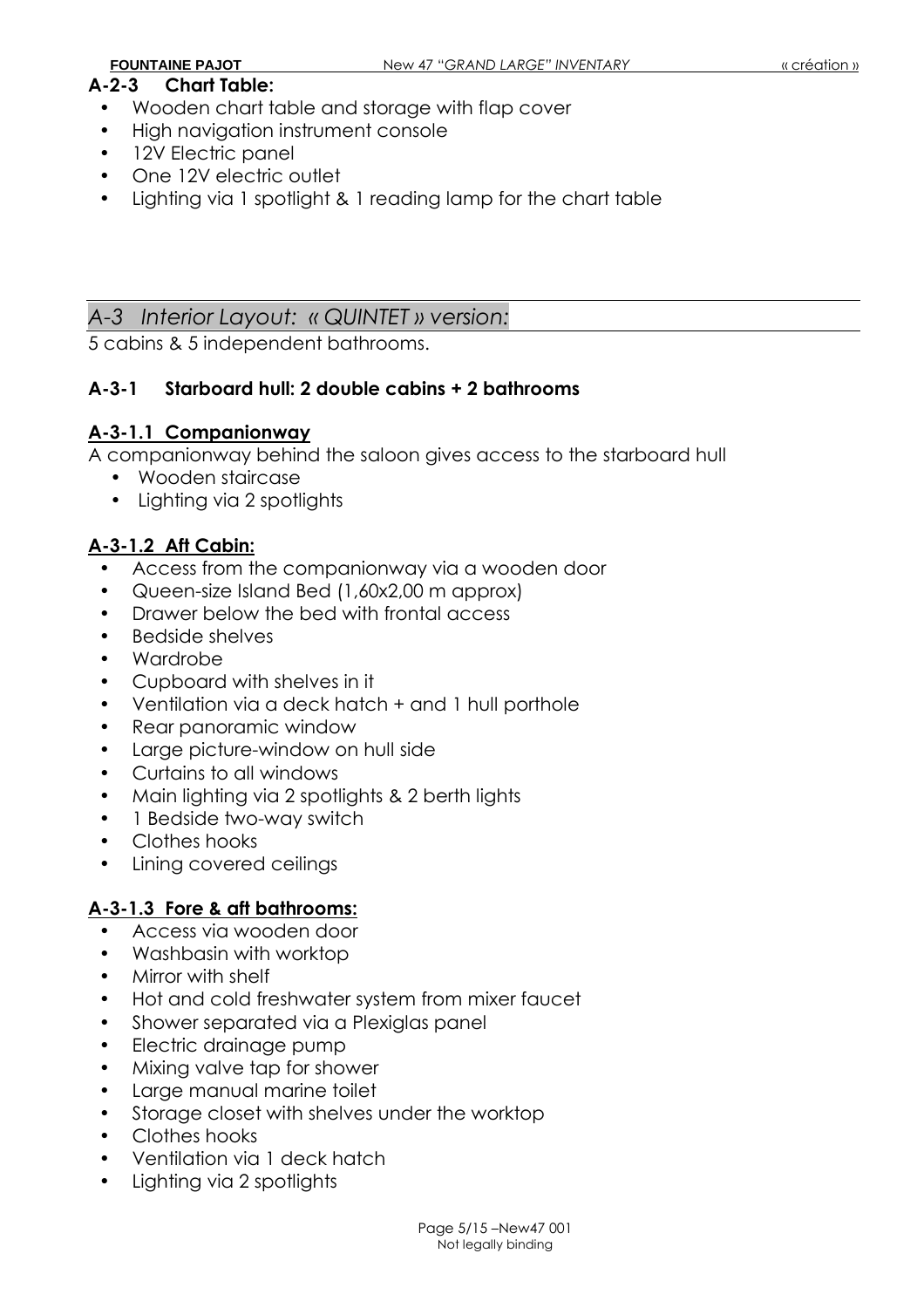### A-2-3 Chart Table:

- Wooden chart table and storage with flap cover
- High navigation instrument console
- 12V Electric panel
- One 12V electric outlet
- Lighting via 1 spotlight & 1 reading lamp for the chart table

## *A-3 Interior Layout: « QUINTET » version:*

5 cabins & 5 independent bathrooms.

### A-3-1 Starboard hull: 2 double cabins + 2 bathrooms

#### A-3-1.1 Companionway

A companionway behind the saloon gives access to the starboard hull

- Wooden staircase
- Lighting via 2 spotlights

#### A-3-1.2 Aft Cabin:

- Access from the companionway via a wooden door
- Queen-size Island Bed (1,60x2,00 m approx)
- Drawer below the bed with frontal access
- Bedside shelves
- Wardrobe
- Cupboard with shelves in it
- Ventilation via a deck hatch + and 1 hull porthole
- Rear panoramic window
- Large picture-window on hull side
- Curtains to all windows
- Main lighting via 2 spotlights & 2 berth lights
- 1 Bedside two-way switch
- Clothes hooks
- Lining covered ceilings

#### A-3-1.3 Fore & aft bathrooms:

- Access via wooden door
- Washbasin with worktop
- Mirror with shelf
- Hot and cold freshwater system from mixer faucet
- Shower separated via a Plexiglas panel
- Electric drainage pump
- Mixing valve tap for shower
- Large manual marine toilet
- Storage closet with shelves under the worktop
- Clothes hooks
- Ventilation via 1 deck hatch
- Lighting via 2 spotlights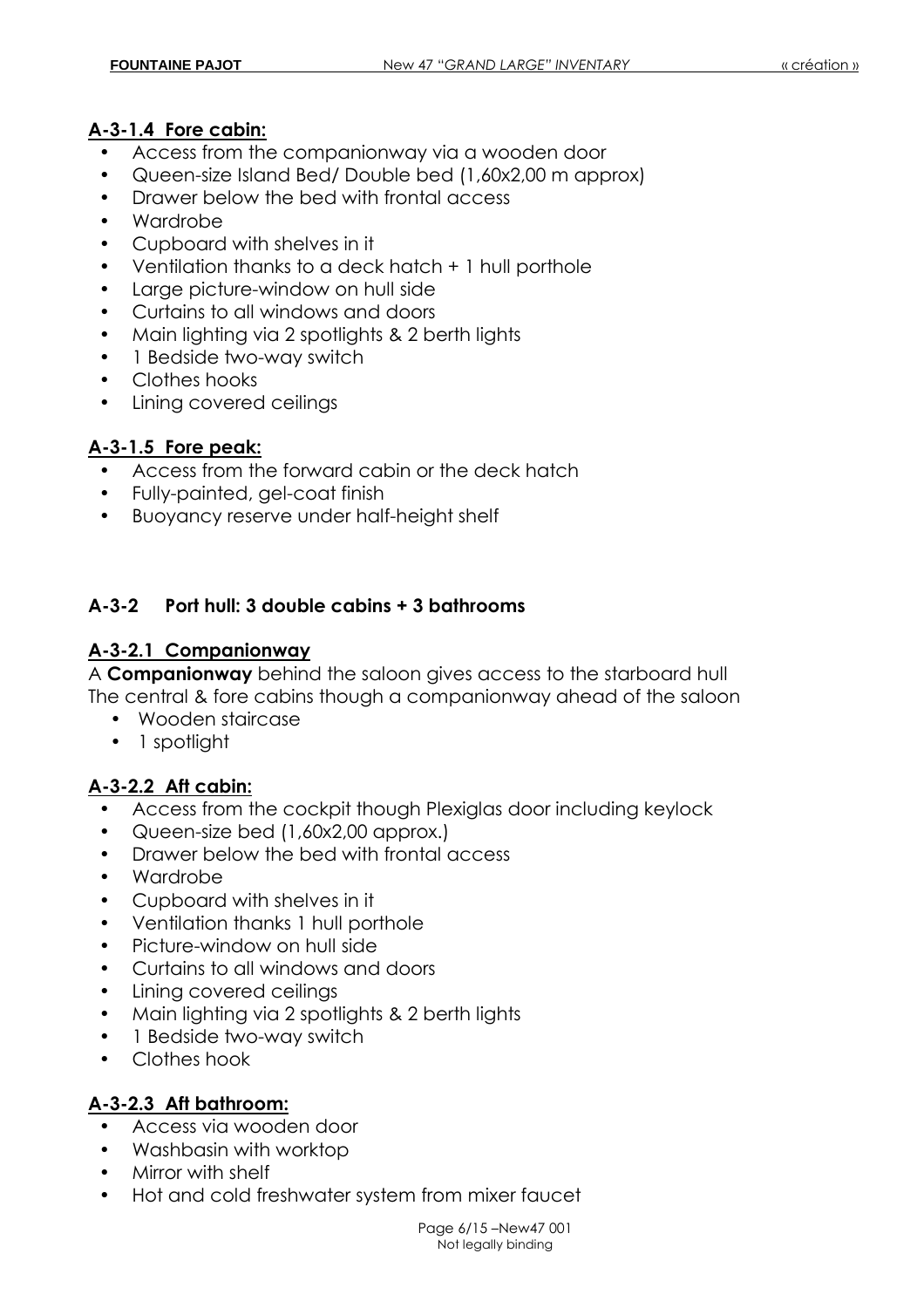### A-3-1.4 Fore cabin:

- Access from the companionway via a wooden door
- Queen-size Island Bed/ Double bed (1,60x2,00 m approx)
- Drawer below the bed with frontal access
- Wardrobe
- Cupboard with shelves in it
- Ventilation thanks to a deck hatch + 1 hull porthole
- Large picture-window on hull side
- Curtains to all windows and doors
- Main lighting via 2 spotlights & 2 berth lights
- 1 Bedside two-way switch
- Clothes hooks
- Lining covered ceilings

### A-3-1.5 Fore peak:

- Access from the forward cabin or the deck hatch
- Fully-painted, gel-coat finish
- Buoyancy reserve under half-height shelf

## A-3-2 Port hull: 3 double cabins + 3 bathrooms

### A-3-2.1 Companionway

A **Companionway** behind the saloon gives access to the starboard hull
The central & fore cabins though a companionway ahead of the saloon

- Wooden staircase
- 1 spotlight

### A-3-2.2 Aft cabin:

- Access from the cockpit though Plexiglas door including keylock
- Queen-size bed (1,60x2,00 approx.)
- Drawer below the bed with frontal access
- Wardrobe
- Cupboard with shelves in it
- Ventilation thanks 1 hull porthole
- Picture-window on hull side
- Curtains to all windows and doors
- Lining covered ceilings
- Main lighting via 2 spotlights & 2 berth lights
- 1 Bedside two-way switch
- Clothes hook

### A-3-2.3 Aft bathroom:

- Access via wooden door
- Washbasin with worktop
- Mirror with shelf
- Hot and cold freshwater system from mixer faucet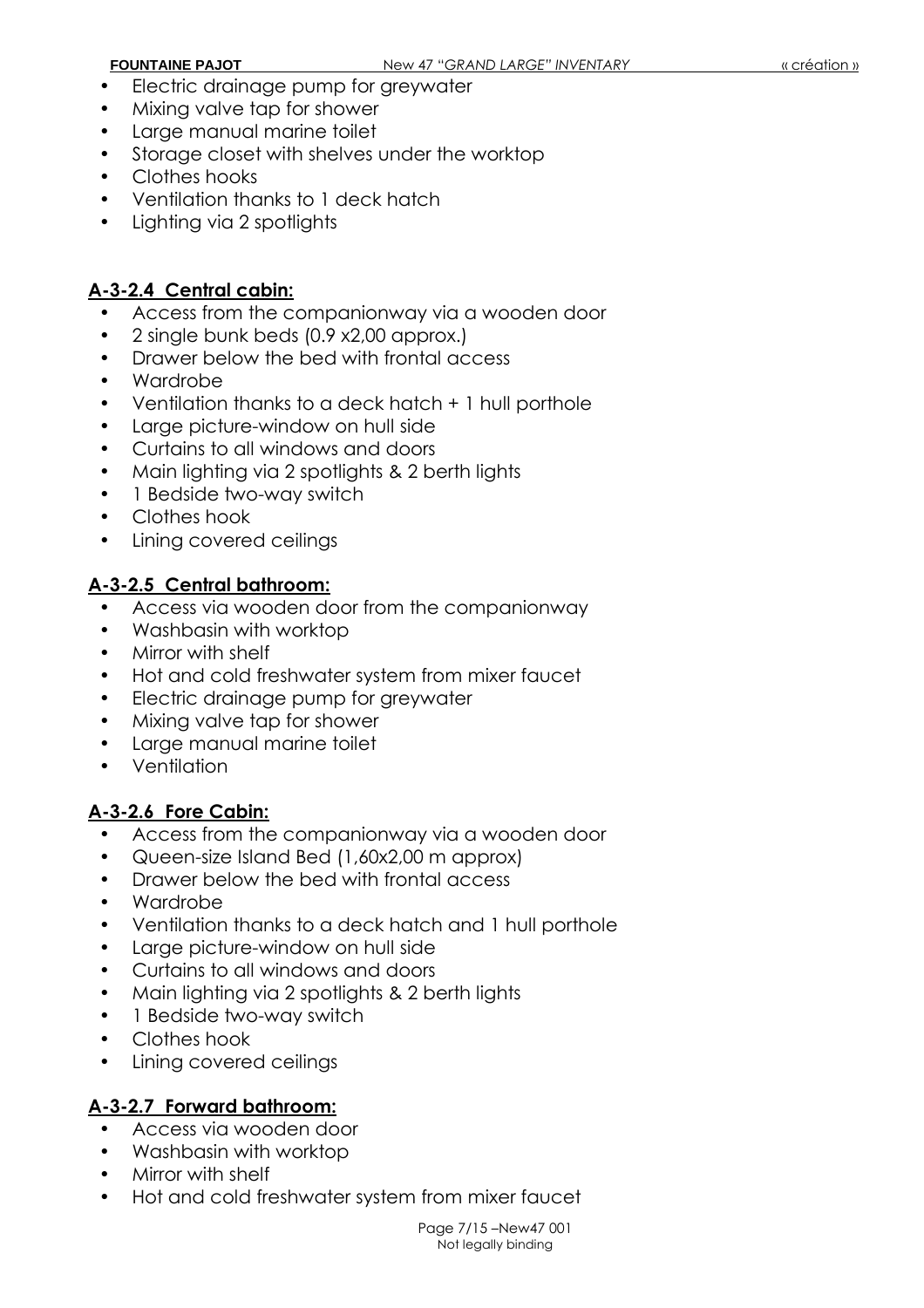- Electric drainage pump for greywater
- Mixing valve tap for shower
- Large manual marine toilet
- Storage closet with shelves under the worktop
- Clothes hooks
- Ventilation thanks to 1 deck hatch
- Lighting via 2 spotlights

### A-3-2.4 Central cabin:

- Access from the companionway via a wooden door
- 2 single bunk beds (0.9 x2,00 approx.)
- Drawer below the bed with frontal access
- Wardrobe
- Ventilation thanks to a deck hatch + 1 hull porthole
- Large picture-window on hull side
- Curtains to all windows and doors
- Main lighting via 2 spotlights & 2 berth lights
- 1 Bedside two-way switch
- Clothes hook
- Lining covered ceilings

### A-3-2.5 Central bathroom:

- Access via wooden door from the companionway
- Washbasin with worktop
- Mirror with shelf
- Hot and cold freshwater system from mixer faucet
- Electric drainage pump for greywater
- Mixing valve tap for shower
- Large manual marine toilet
- Ventilation

### A-3-2.6 Fore Cabin:

- Access from the companionway via a wooden door
- Queen-size Island Bed (1,60x2,00 m approx)
- Drawer below the bed with frontal access
- Wardrobe
- Ventilation thanks to a deck hatch and 1 hull porthole
- Large picture-window on hull side
- Curtains to all windows and doors
- Main lighting via 2 spotlights & 2 berth lights
- 1 Bedside two-way switch
- Clothes hook
- Lining covered ceilings

### A-3-2.7 Forward bathroom:

- Access via wooden door
- Washbasin with worktop
- Mirror with shelf
- Hot and cold freshwater system from mixer faucet

Not legally binding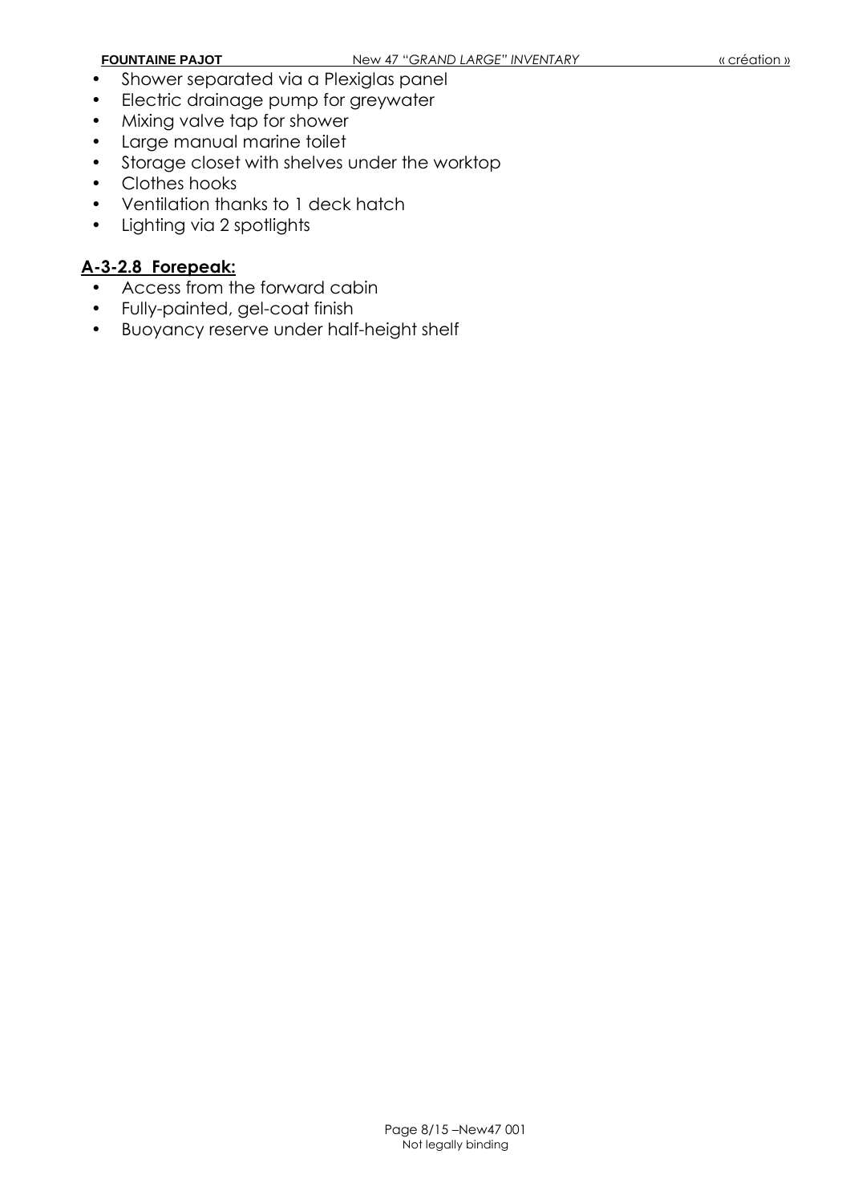- Shower separated via a Plexiglas panel
- Electric drainage pump for greywater
- Mixing valve tap for shower
- Large manual marine toilet
- Storage closet with shelves under the worktop
- Clothes hooks
- Ventilation thanks to 1 deck hatch
- Lighting via 2 spotlights

### A-3-2.8 Forepeak:

- Access from the forward cabin
- Fully-painted, gel-coat finish
- Buoyancy reserve under half-height shelf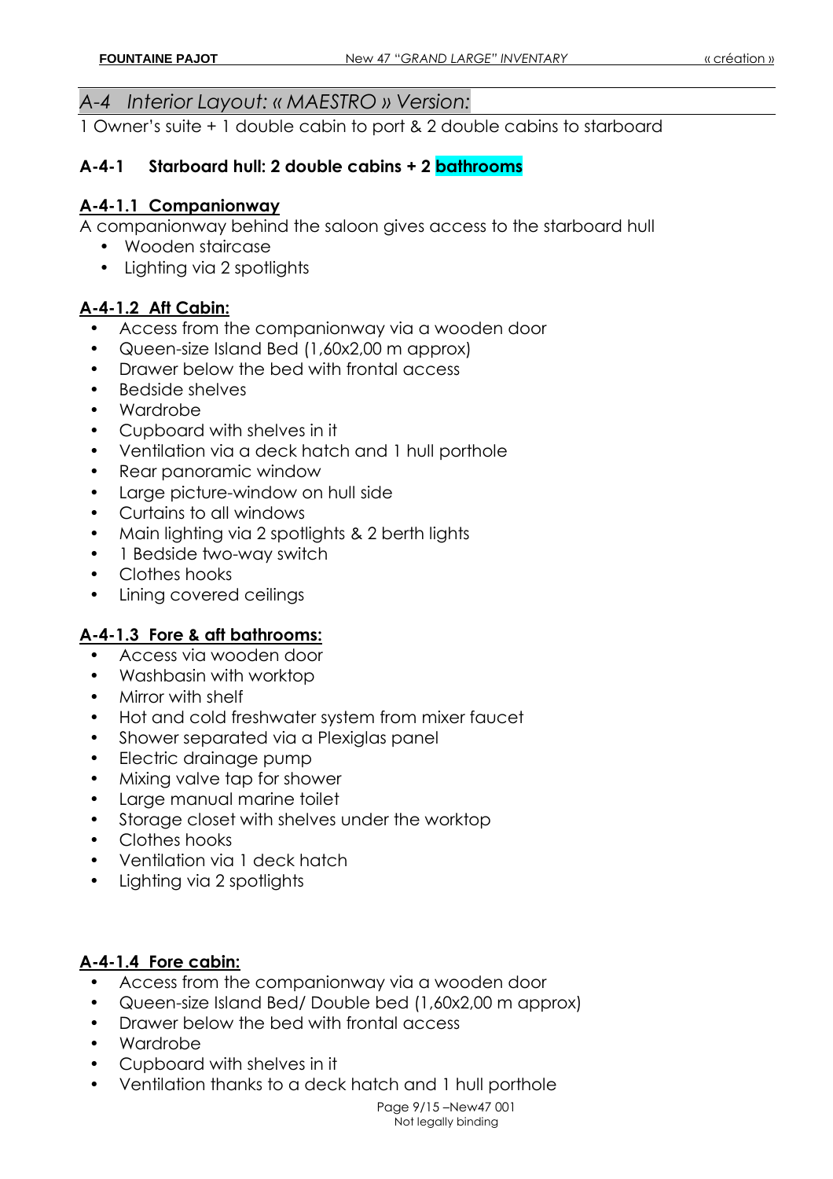## *A-4 Interior Layout: « MAESTRO » Version:*

1 Owner's suite + 1 double cabin to port & 2 double cabins to starboard

### A-4-1 Starboard hull: 2 double cabins + 2 bathrooms

#### A-4-1.1 Companionway

A companionway behind the saloon gives access to the starboard hull

- Wooden staircase
- Lighting via 2 spotlights

#### A-4-1.2 Aft Cabin:

- Access from the companionway via a wooden door
- Queen-size Island Bed (1,60x2,00 m approx)
- Drawer below the bed with frontal access
- Bedside shelves
- Wardrobe
- Cupboard with shelves in it
- Ventilation via a deck hatch and 1 hull porthole
- Rear panoramic window
- Large picture-window on hull side
- Curtains to all windows
- Main lighting via 2 spotlights & 2 berth lights
- 1 Bedside two-way switch
- Clothes hooks
- Lining covered ceilings

#### A-4-1.3 Fore & aft bathrooms:

- Access via wooden door
- Washbasin with worktop
- Mirror with shelf
- Hot and cold freshwater system from mixer faucet
- Shower separated via a Plexiglas panel
- Electric drainage pump
- Mixing valve tap for shower
- Large manual marine toilet
- Storage closet with shelves under the worktop
- Clothes hooks
- Ventilation via 1 deck hatch
- Lighting via 2 spotlights

#### A-4-1.4 Fore cabin:

- Access from the companionway via a wooden door
- Queen-size Island Bed/ Double bed (1,60x2,00 m approx)
- Drawer below the bed with frontal access
- Wardrobe
- Cupboard with shelves in it
- Ventilation thanks to a deck hatch and 1 hull porthole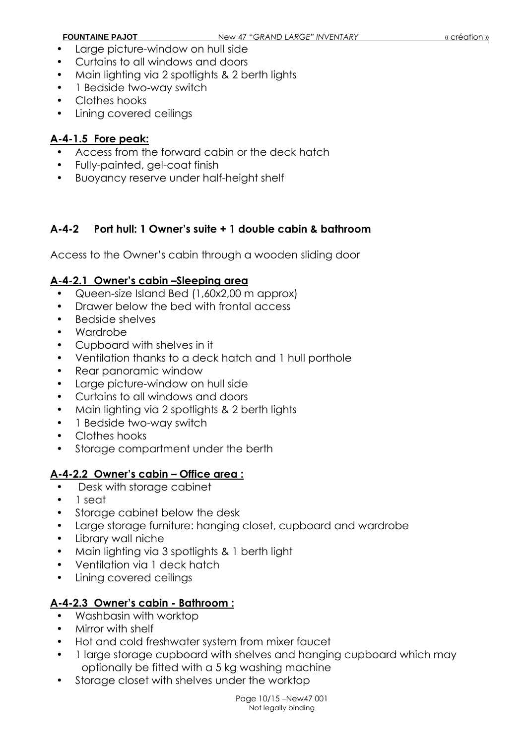- Large picture-window on hull side
- Curtains to all windows and doors
- Main lighting via 2 spotlights & 2 berth lights
- 1 Bedside two-way switch
- Clothes hooks
- Lining covered ceilings

### A-4-1.5 Fore peak:

- Access from the forward cabin or the deck hatch
- Fully-painted, gel-coat finish
- Buoyancy reserve under half-height shelf

## A-4-2 Port hull: 1 Owner's suite + 1 double cabin & bathroom

Access to the Owner's cabin through a wooden sliding door

### A-4-2.1 Owner's cabin –Sleeping area

- Queen-size Island Bed (1,60x2,00 m approx)
- Drawer below the bed with frontal access
- Bedside shelves
- Wardrobe
- Cupboard with shelves in it
- Ventilation thanks to a deck hatch and 1 hull porthole
- Rear panoramic window
- Large picture-window on hull side
- Curtains to all windows and doors
- Main lighting via 2 spotlights & 2 berth lights
- 1 Bedside two-way switch
- Clothes hooks
- Storage compartment under the berth

### A-4-2.2 Owner's cabin – Office area :

- Desk with storage cabinet
- 1 seat
- Storage cabinet below the desk
- Large storage furniture: hanging closet, cupboard and wardrobe
- Library wall niche
- Main lighting via 3 spotlights & 1 berth light
- Ventilation via 1 deck hatch
- Lining covered ceilings

### A-4-2.3 Owner's cabin - Bathroom :

- Washbasin with worktop
- Mirror with shelf
- Hot and cold freshwater system from mixer faucet
- 1 large storage cupboard with shelves and hanging cupboard which may optionally be fitted with a 5 kg washing machine
- Storage closet with shelves under the worktop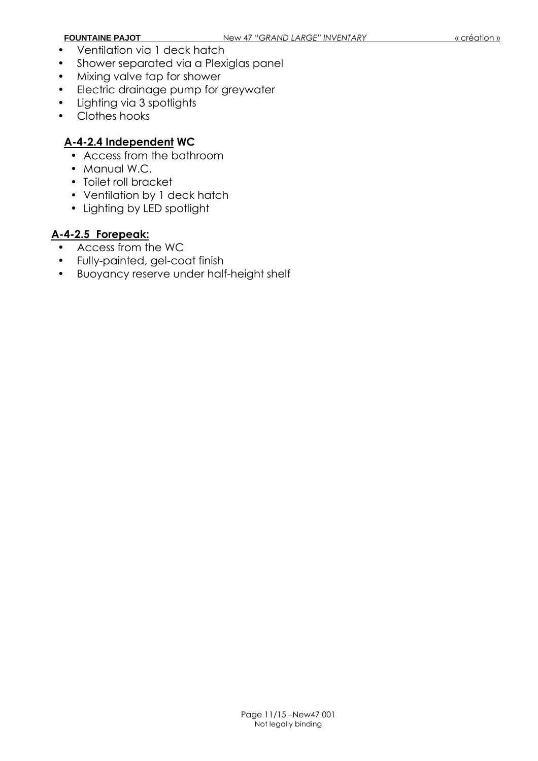- Ventilation via 1 deck hatch
- Shower separated via a Plexiglas panel
- Mixing valve tap for shower
- Electric drainage pump for greywater
- Lighting via 3 spotlights
- Clothes hooks

### A-4-2.4 Independent WC

- Access from the bathroom
- Manual W.C.
- Toilet roll bracket
- Ventilation by 1 deck hatch
- Lighting by LED spotlight

### A-4-2.5 Forepeak:

- Access from the WC
- Fully-painted, gel-coat finish
- Buoyancy reserve under half-height shelf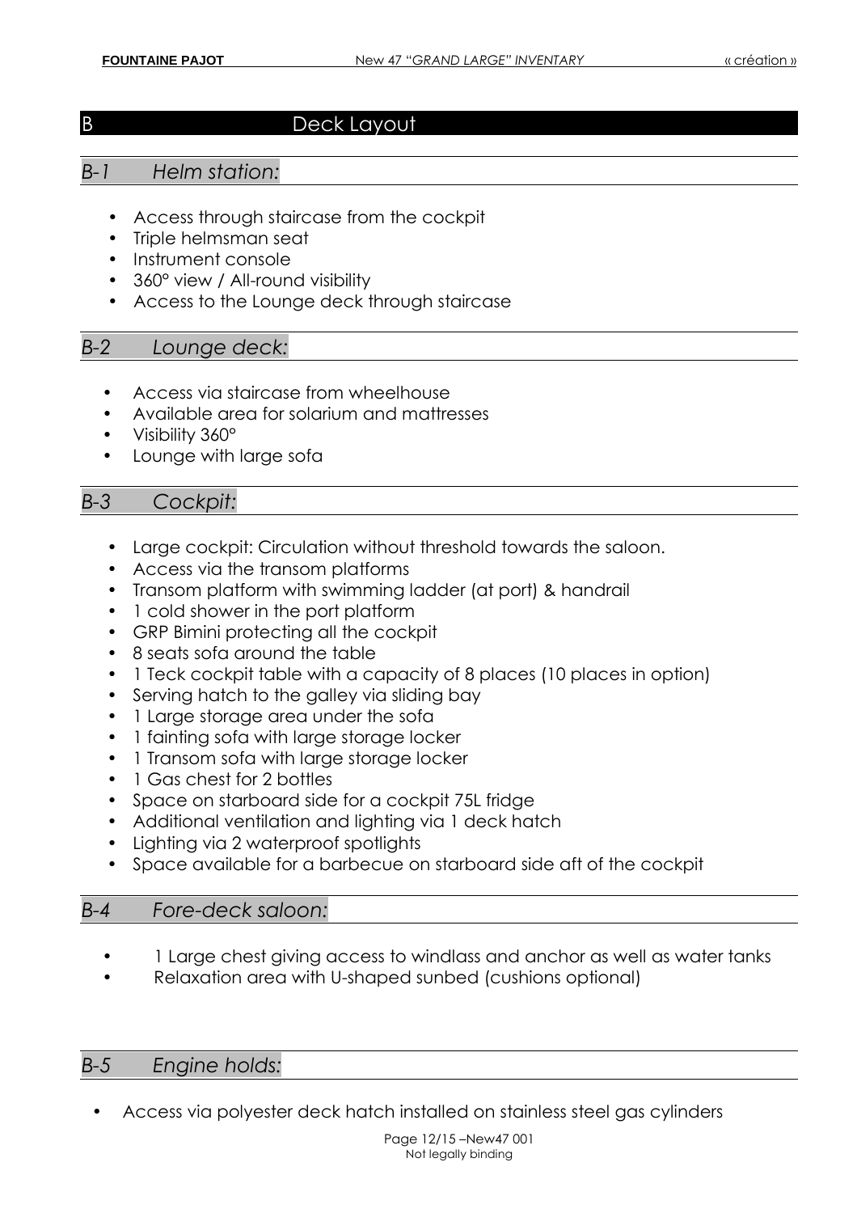## B Deck Layout

### *B-1 Helm station:*

- Access through staircase from the cockpit
- Triple helmsman seat
- Instrument console
- 360° view / All-round visibility
- Access to the Lounge deck through staircase

### *B-2 Lounge deck:*

- Access via staircase from wheelhouse
- Available area for solarium and mattresses
- Visibility 360°
- Lounge with large sofa

### *B-3 Cockpit:*

- Large cockpit: Circulation without threshold towards the saloon.
- Access via the transom platforms
- Transom platform with swimming ladder (at port) & handrail
- 1 cold shower in the port platform
- GRP Bimini protecting all the cockpit
- 8 seats sofa around the table
- 1 Teck cockpit table with a capacity of 8 places (10 places in option)
- Serving hatch to the galley via sliding bay
- 1 Large storage area under the sofa
- 1 fainting sofa with large storage locker
- 1 Transom sofa with large storage locker
- 1 Gas chest for 2 bottles
- Space on starboard side for a cockpit 75L fridge
- Additional ventilation and lighting via 1 deck hatch
- Lighting via 2 waterproof spotlights
- Space available for a barbecue on starboard side aft of the cockpit

### *B-4 Fore-deck saloon:*

- 1 Large chest giving access to windlass and anchor as well as water tanks
- Relaxation area with U-shaped sunbed (cushions optional)

### *B-5 Engine holds:*

- Access via polyester deck hatch installed on stainless steel gas cylinders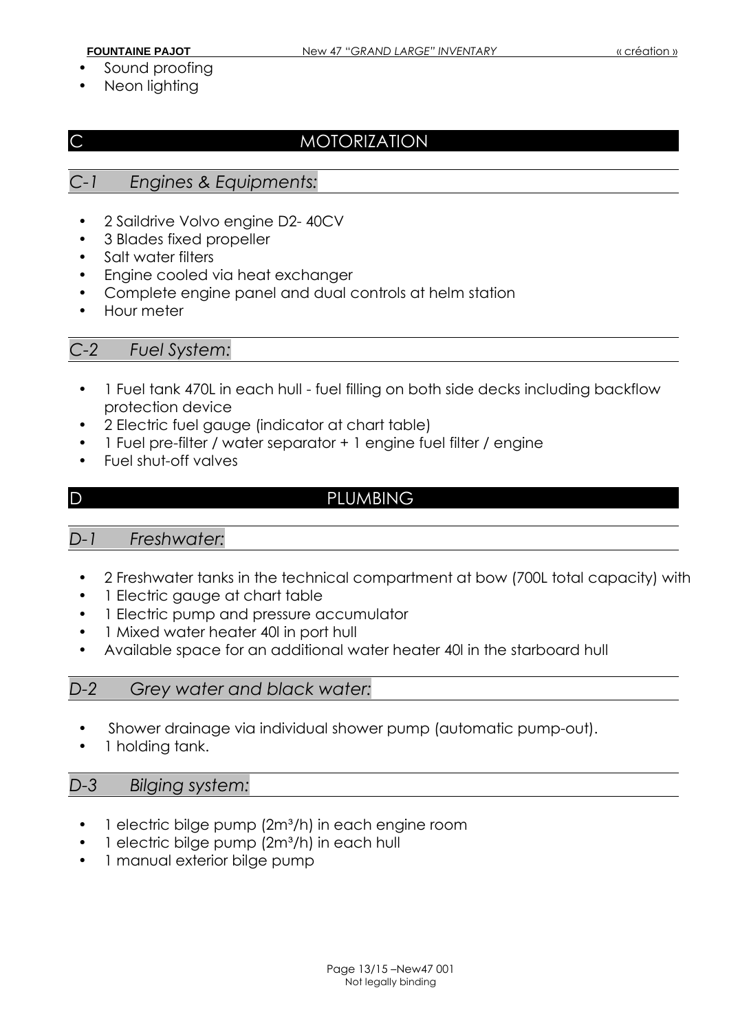- Sound proofing
- Neon lighting

## C MOTORIZATION

### C-1 *Engines & Equipments:*

- 2 Saildrive Volvo engine D2- 40CV
- 3 Blades fixed propeller
- Salt water filters
- Engine cooled via heat exchanger
- Complete engine panel and dual controls at helm station
- Hour meter

### C-2 *Fuel System:*

- 1 Fuel tank 470L in each hull - fuel filling on both side decks including backflow protection device
- 2 Electric fuel gauge (indicator at chart table)
- 1 Fuel pre-filter / water separator + 1 engine fuel filter / engine
- Fuel shut-off valves

## D PLUMBING

### D-1 *Freshwater:*

- 2 Freshwater tanks in the technical compartment at bow (700L total capacity) with
- 1 Electric gauge at chart table
- 1 Electric pump and pressure accumulator
- 1 Mixed water heater 40l in port hull
- Available space for an additional water heater 40l in the starboard hull

### D-2 *Grey water and black water:*

- Shower drainage via individual shower pump (automatic pump-out).
- 1 holding tank.

### D-3 *Bilging system:*

- 1 electric bilge pump (2m³/h) in each engine room
- 1 electric bilge pump (2m³/h) in each hull
- 1 manual exterior bilge pump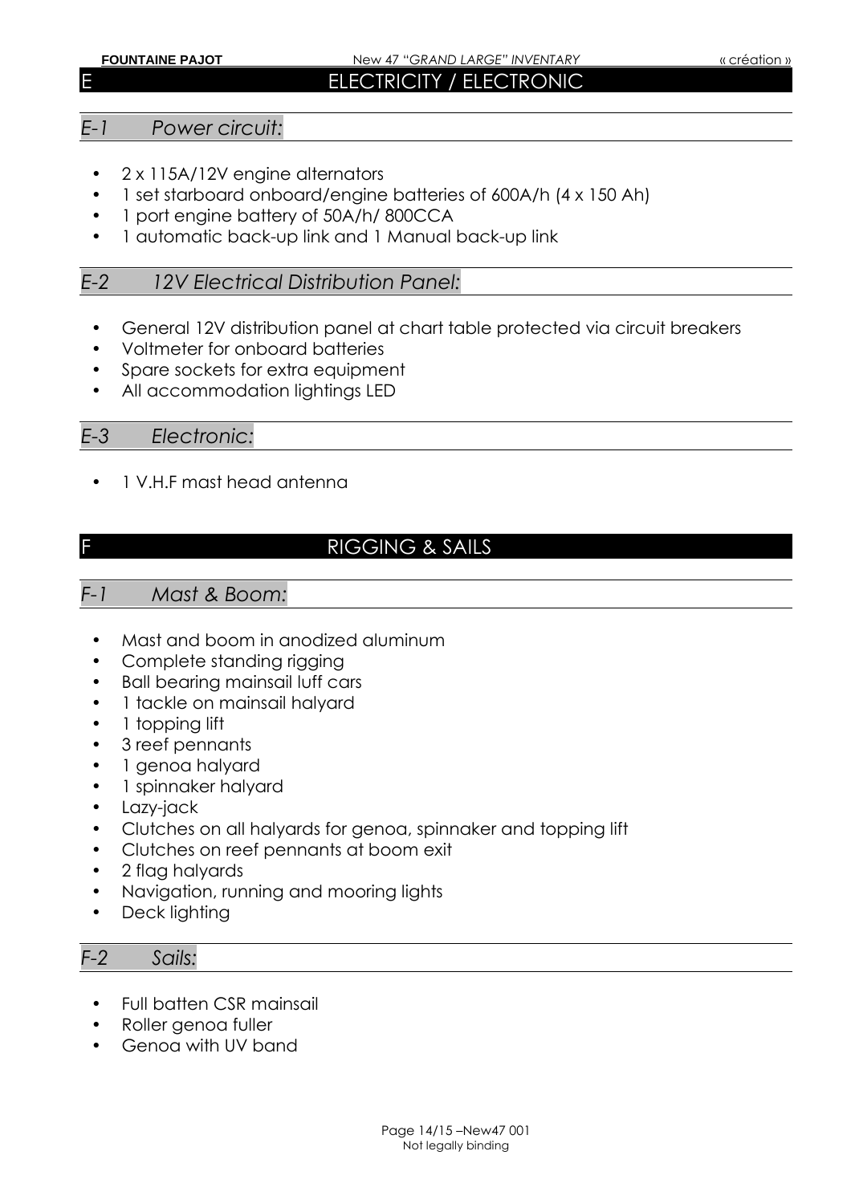# E ELECTRICITY / ELECTRONIC

## *E-1 Power circuit:*

- 2 x 115A/12V engine alternators
- 1 set starboard onboard/engine batteries of 600A/h (4 x 150 Ah)
- 1 port engine battery of 50A/h/ 800CCA
- 1 automatic back-up link and 1 Manual back-up link

## *E-2 12V Electrical Distribution Panel:*

- General 12V distribution panel at chart table protected via circuit breakers
- Voltmeter for onboard batteries
- Spare sockets for extra equipment
- All accommodation lightings LED

## *E-3 Electronic:*

- 1 V.H.F mast head antenna

# F RIGGING & SAILS

## *F-1 Mast & Boom:*

- Mast and boom in anodized aluminum
- Complete standing rigging
- Ball bearing mainsail luff cars
- 1 tackle on mainsail halyard
- 1 topping lift
- 3 reef pennants
- 1 genoa halyard
- 1 spinnaker halyard
- Lazy-jack
- Clutches on all halyards for genoa, spinnaker and topping lift
- Clutches on reef pennants at boom exit
- 2 flag halyards
- Navigation, running and mooring lights
- Deck lighting

## *F-2 Sails:*

- Full batten CSR mainsail
- Roller genoa fuller
- Genoa with UV band

Not legally binding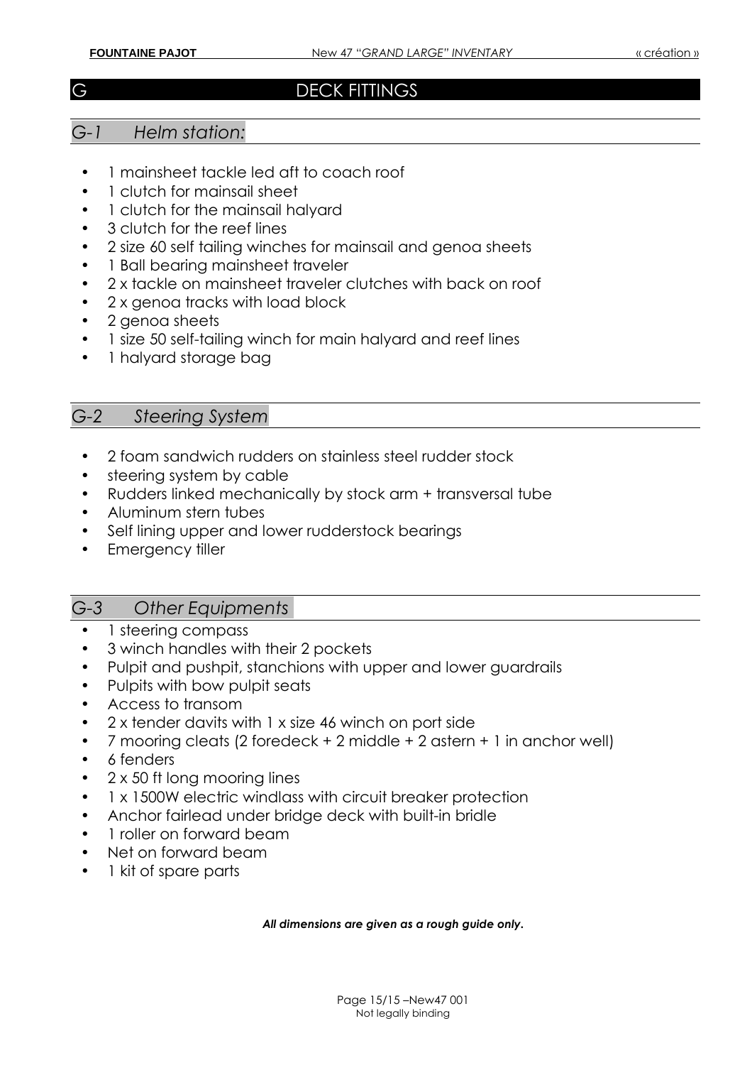# G DECK FITTINGS

## *G-1 Helm station:*

- 1 mainsheet tackle led aft to coach roof
- 1 clutch for mainsail sheet
- 1 clutch for the mainsail halyard
- 3 clutch for the reef lines
- 2 size 60 self tailing winches for mainsail and genoa sheets
- 1 Ball bearing mainsheet traveler
- 2 x tackle on mainsheet traveler clutches with back on roof
- 2 x genoa tracks with load block
- 2 genoa sheets
- 1 size 50 self-tailing winch for main halyard and reef lines
- 1 halyard storage bag

## *G-2 Steering System*

- 2 foam sandwich rudders on stainless steel rudder stock
- steering system by cable
- Rudders linked mechanically by stock arm + transversal tube
- Aluminum stern tubes
- Self lining upper and lower rudderstock bearings
- Emergency tiller

## *G-3 Other Equipments*

- 1 steering compass
- 3 winch handles with their 2 pockets
- Pulpit and pushpit, stanchions with upper and lower guardrails
- Pulpits with bow pulpit seats
- Access to transom
- 2 x tender davits with 1 x size 46 winch on port side
- 7 mooring cleats (2 foredeck + 2 middle + 2 astern + 1 in anchor well)
- 6 fenders
- 2 x 50 ft long mooring lines
- 1 x 1500W electric windlass with circuit breaker protection
- Anchor fairlead under bridge deck with built-in bridle
- 1 roller on forward beam
- Net on forward beam
- 1 kit of spare parts

***All dimensions are given as a rough guide only.***

Not legally binding